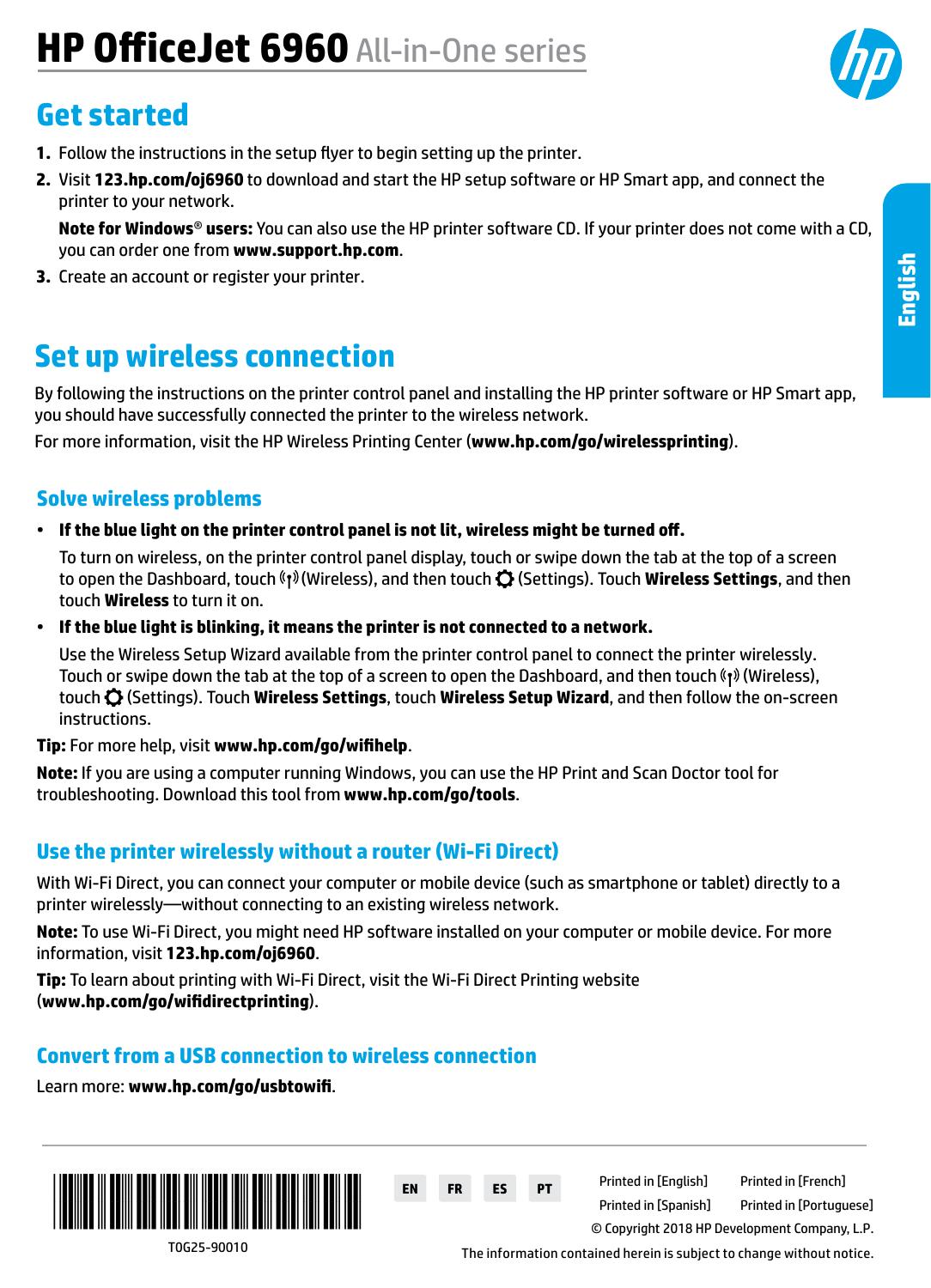# HP OfficeJet 6960 All-in-One series

## Get started

1. Follow the instructions in the setup flyer to begin setting up the printer.
2. Visit **123.hp.com/oj6960** to download and start the HP setup software or HP Smart app, and connect the printer to your network.

   **Note for Windows® users:** You can also use the HP printer software CD. If your printer does not come with a CD, you can order one from **www.support.hp.com**.
3. Create an account or register your printer.

## Set up wireless connection

By following the instructions on the printer control panel and installing the HP printer software or HP Smart app, you should have successfully connected the printer to the wireless network.

For more information, visit the HP Wireless Printing Center (**www.hp.com/go/wirelessprinting**).

### Solve wireless problems

- **If the blue light on the printer control panel is not lit, wireless might be turned off.**

  To turn on wireless, on the printer control panel display, touch or swipe down the tab at the top of a screen to open the Dashboard, touch (Wireless), and then touch (Settings). Touch **Wireless Settings**, and then touch **Wireless** to turn it on.
- **If the blue light is blinking, it means the printer is not connected to a network.**

  Use the Wireless Setup Wizard available from the printer control panel to connect the printer wirelessly. Touch or swipe down the tab at the top of a screen to open the Dashboard, and then touch (Wireless), touch (Settings). Touch **Wireless Settings**, touch **Wireless Setup Wizard**, and then follow the on-screen instructions.

**Tip:** For more help, visit **www.hp.com/go/wifihelp**.

**Note:** If you are using a computer running Windows, you can use the HP Print and Scan Doctor tool for troubleshooting. Download this tool from **www.hp.com/go/tools**.

### Use the printer wirelessly without a router (Wi-Fi Direct)

With Wi-Fi Direct, you can connect your computer or mobile device (such as smartphone or tablet) directly to a printer wirelessly—without connecting to an existing wireless network.

**Note:** To use Wi-Fi Direct, you might need HP software installed on your computer or mobile device. For more information, visit **123.hp.com/oj6960**.

**Tip:** To learn about printing with Wi-Fi Direct, visit the Wi-Fi Direct Printing website (**www.hp.com/go/wifidirectprinting**).

### Convert from a USB connection to wireless connection

Learn more: **www.hp.com/go/usbtowifi**.

T0G25-90010

EN FR ES PT

Printed in [English] Printed in [French]
Printed in [Spanish] Printed in [Portuguese]

© Copyright 2018 HP Development Company, L.P.

The information contained herein is subject to change without notice.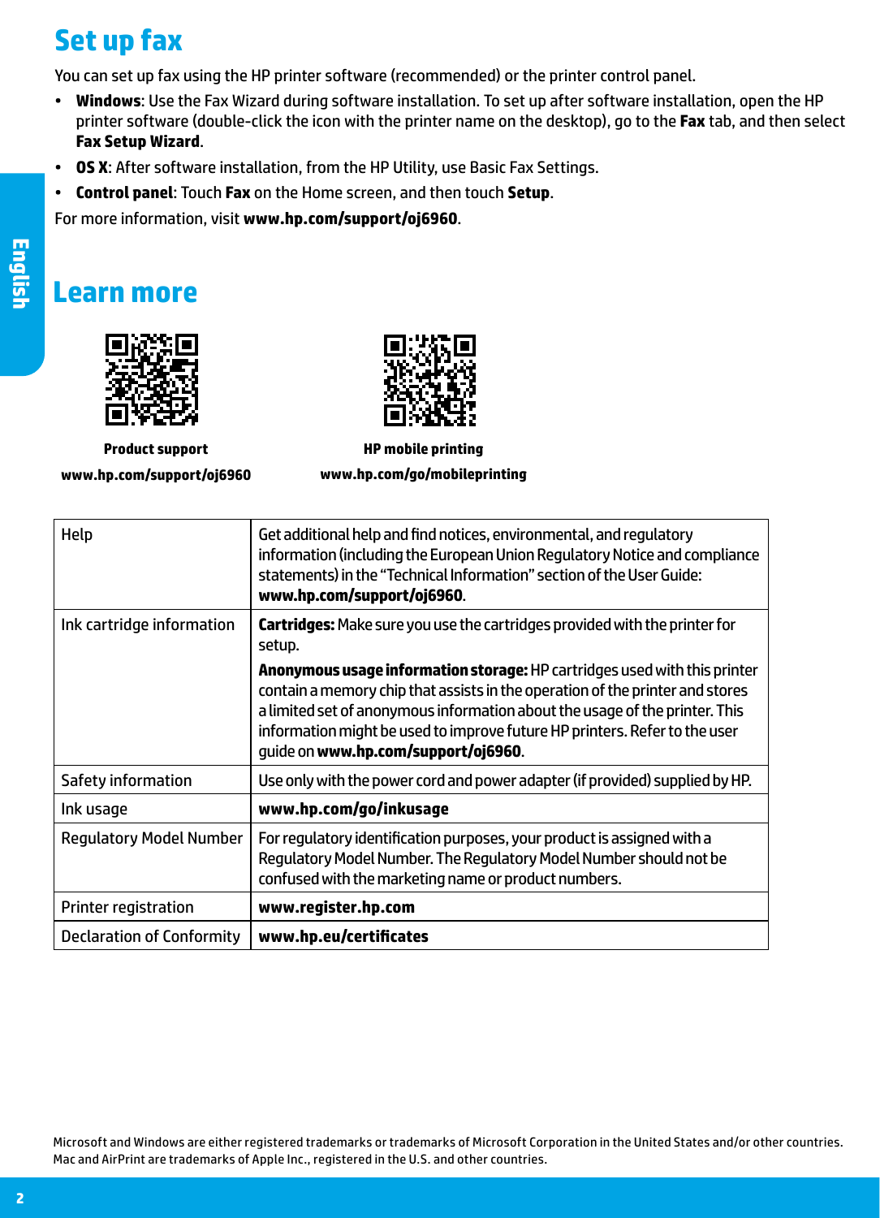# Set up fax

You can set up fax using the HP printer software (recommended) or the printer control panel.

- **Windows**: Use the Fax Wizard during software installation. To set up after software installation, open the HP printer software (double-click the icon with the printer name on the desktop), go to the **Fax** tab, and then select **Fax Setup Wizard**.
- **OS X**: After software installation, from the HP Utility, use Basic Fax Settings.
- **Control panel**: Touch **Fax** on the Home screen, and then touch **Setup**.

For more information, visit **www.hp.com/support/oj6960**.

# Learn more

**Product support**
**www.hp.com/support/oj6960**

**HP mobile printing**
**www.hp.com/go/mobileprinting**

| | |
|---|---|
| Help | Get additional help and find notices, environmental, and regulatory information (including the European Union Regulatory Notice and compliance statements) in the "Technical Information" section of the User Guide: **www.hp.com/support/oj6960**. |
| Ink cartridge information | **Cartridges:** Make sure you use the cartridges provided with the printer for setup.<br><br>**Anonymous usage information storage:** HP cartridges used with this printer contain a memory chip that assists in the operation of the printer and stores a limited set of anonymous information about the usage of the printer. This information might be used to improve future HP printers. Refer to the user guide on **www.hp.com/support/oj6960**. |
| Safety information | Use only with the power cord and power adapter (if provided) supplied by HP. |
| Ink usage | **www.hp.com/go/inkusage** |
| Regulatory Model Number | For regulatory identification purposes, your product is assigned with a Regulatory Model Number. The Regulatory Model Number should not be confused with the marketing name or product numbers. |
| Printer registration | **www.register.hp.com** |
| Declaration of Conformity | **www.hp.eu/certificates** |

Microsoft and Windows are either registered trademarks or trademarks of Microsoft Corporation in the United States and/or other countries.
Mac and AirPrint are trademarks of Apple Inc., registered in the U.S. and other countries.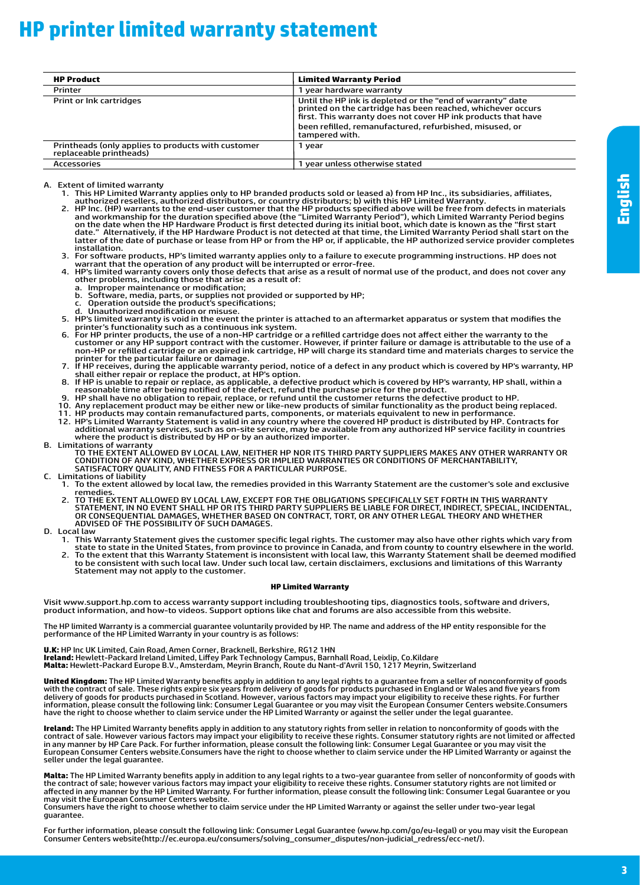# HP printer limited warranty statement

| HP Product | Limited Warranty Period |
| --- | --- |
| Printer | 1 year hardware warranty |
| Print or Ink cartridges | Until the HP ink is depleted or the "end of warranty" date printed on the cartridge has been reached, whichever occurs first. This warranty does not cover HP ink products that have been refilled, remanufactured, refurbished, misused, or tampered with. |
| Printheads (only applies to products with customer replaceable printheads) | 1 year |
| Accessories | 1 year unless otherwise stated |

A. Extent of limited warranty
   1. This HP Limited Warranty applies only to HP branded products sold or leased a) from HP Inc., its subsidiaries, affiliates, authorized resellers, authorized distributors, or country distributors; b) with this HP Limited Warranty.
   2. HP Inc. (HP) warrants to the end-user customer that the HP products specified above will be free from defects in materials and workmanship for the duration specified above (the "Limited Warranty Period"), which Limited Warranty Period begins on the date when the HP Hardware Product is first detected during its initial boot, which date is known as the "first start date." Alternatively, if the HP Hardware Product is not detected at that time, the Limited Warranty Period shall start on the latter of the date of purchase or lease from HP or from the HP or, if applicable, the HP authorized service provider completes installation.
   3. For software products, HP's limited warranty applies only to a failure to execute programming instructions. HP does not warrant that the operation of any product will be interrupted or error-free.
   4. HP's limited warranty covers only those defects that arise as a result of normal use of the product, and does not cover any other problems, including those that arise as a result of:
      a. Improper maintenance or modification;
      b. Software, media, parts, or supplies not provided or supported by HP;
      c. Operation outside the product's specifications;
      d. Unauthorized modification or misuse.
   5. HP's limited warranty is void in the event the printer is attached to an aftermarket apparatus or system that modifies the printer's functionality such as a continuous ink system.
   6. For HP printer products, the use of a non-HP cartridge or a refilled cartridge does not affect either the warranty to the customer or any HP support contract with the customer. However, if printer failure or damage is attributable to the use of a non-HP or refilled cartridge or an expired ink cartridge, HP will charge its standard time and materials charges to service the printer for the particular failure or damage.
   7. If HP receives, during the applicable warranty period, notice of a defect in any product which is covered by HP's warranty, HP shall either repair or replace the product, at HP's option.
   8. If HP is unable to repair or replace, as applicable, a defective product which is covered by HP's warranty, HP shall, within a reasonable time after being notified of the defect, refund the purchase price for the product.
   9. HP shall have no obligation to repair, replace, or refund until the customer returns the defective product to HP.
   10. Any replacement product may be either new or like-new products of similar functionality as the product being replaced.
   11. HP products may contain remanufactured parts, components, or materials equivalent to new in performance.
   12. HP's Limited Warranty Statement is valid in any country where the covered HP product is distributed by HP. Contracts for additional warranty services, such as on-site service, may be available from any authorized HP service facility in countries where the product is distributed by HP or by an authorized importer.

B. Limitations of warranty
   TO THE EXTENT ALLOWED BY LOCAL LAW, NEITHER HP NOR ITS THIRD PARTY SUPPLIERS MAKES ANY OTHER WARRANTY OR CONDITION OF ANY KIND, WHETHER EXPRESS OR IMPLIED WARRANTIES OR CONDITIONS OF MERCHANTABILITY, SATISFACTORY QUALITY, AND FITNESS FOR A PARTICULAR PURPOSE.

C. Limitations of liability
   1. To the extent allowed by local law, the remedies provided in this Warranty Statement are the customer's sole and exclusive remedies.
   2. TO THE EXTENT ALLOWED BY LOCAL LAW, EXCEPT FOR THE OBLIGATIONS SPECIFICALLY SET FORTH IN THIS WARRANTY STATEMENT, IN NO EVENT SHALL HP OR ITS THIRD PARTY SUPPLIERS BE LIABLE FOR DIRECT, INDIRECT, SPECIAL, INCIDENTAL, OR CONSEQUENTIAL DAMAGES, WHETHER BASED ON CONTRACT, TORT, OR ANY OTHER LEGAL THEORY AND WHETHER ADVISED OF THE POSSIBILITY OF SUCH DAMAGES.

D. Local law
   1. This Warranty Statement gives the customer specific legal rights. The customer may also have other rights which vary from state to state in the United States, from province to province in Canada, and from country to country elsewhere in the world.
   2. To the extent that this Warranty Statement is inconsistent with local law, this Warranty Statement shall be deemed modified to be consistent with such local law. Under such local law, certain disclaimers, exclusions and limitations of this Warranty Statement may not apply to the customer.

**HP Limited Warranty**

Visit www.support.hp.com to access warranty support including troubleshooting tips, diagnostics tools, software and drivers, product information, and how-to videos. Support options like chat and forums are also accessible from this website.

The HP limited Warranty is a commercial guarantee voluntarily provided by HP. The name and address of the HP entity responsible for the performance of the HP Limited Warranty in your country is as follows:

**U.K:** HP Inc UK Limited, Cain Road, Amen Corner, Bracknell, Berkshire, RG12 1HN
**Ireland:** Hewlett-Packard Ireland Limited, Liffey Park Technology Campus, Barnhall Road, Leixlip, Co.Kildare
**Malta:** Hewlett-Packard Europe B.V., Amsterdam, Meyrin Branch, Route du Nant-d'Avril 150, 1217 Meyrin, Switzerland

**United Kingdom:** The HP Limited Warranty benefits apply in addition to any legal rights to a guarantee from a seller of nonconformity of goods with the contract of sale. These rights expire six years from delivery of goods for products purchased in England or Wales and five years from delivery of goods for products purchased in Scotland. However, various factors may impact your eligibility to receive these rights. For further information, please consult the following link: Consumer Legal Guarantee or you may visit the European Consumer Centers website.Consumers have the right to choose whether to claim service under the HP Limited Warranty or against the seller under the legal guarantee.

**Ireland:** The HP Limited Warranty benefits apply in addition to any statutory rights from seller in relation to nonconformity of goods with the contract of sale. However various factors may impact your eligibility to receive these rights. Consumer statutory rights are not limited or affected in any manner by HP Care Pack. For further information, please consult the following link: Consumer Legal Guarantee or you may visit the European Consumer Centers website.Consumers have the right to choose whether to claim service under the HP Limited Warranty or against the seller under the legal guarantee.

**Malta:** The HP Limited Warranty benefits apply in addition to any legal rights to a two-year guarantee from seller of nonconformity of goods with the contract of sale; however various factors may impact your eligibility to receive these rights. Consumer statutory rights are not limited or affected in any manner by the HP Limited Warranty. For further information, please consult the following link: Consumer Legal Guarantee or you may visit the European Consumer Centers website.
Consumers have the right to choose whether to claim service under the HP Limited Warranty or against the seller under two-year legal guarantee.

For further information, please consult the following link: Consumer Legal Guarantee (www.hp.com/go/eu-legal) or you may visit the European Consumer Centers website(http://ec.europa.eu/consumers/solving_consumer_disputes/non-judicial_redress/ecc-net/).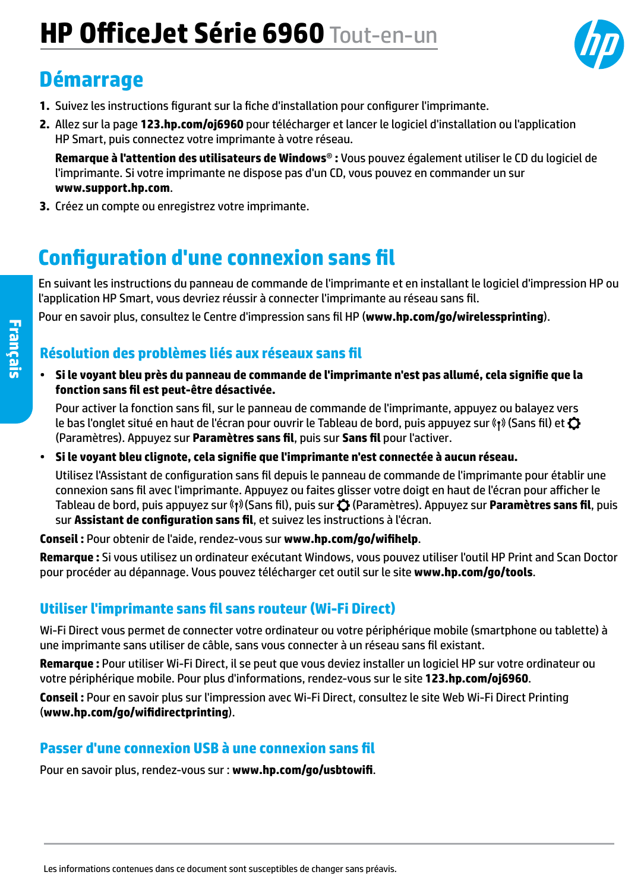# HP OfficeJet Série 6960 Tout-en-un

## Démarrage

1. Suivez les instructions figurant sur la fiche d'installation pour configurer l'imprimante.
2. Allez sur la page **123.hp.com/oj6960** pour télécharger et lancer le logiciel d'installation ou l'application HP Smart, puis connectez votre imprimante à votre réseau.

   **Remarque à l'attention des utilisateurs de Windows® :** Vous pouvez également utiliser le CD du logiciel de l'imprimante. Si votre imprimante ne dispose pas d'un CD, vous pouvez en commander un sur **www.support.hp.com**.
3. Créez un compte ou enregistrez votre imprimante.

## Configuration d'une connexion sans fil

En suivant les instructions du panneau de commande de l'imprimante et en installant le logiciel d'impression HP ou l'application HP Smart, vous devriez réussir à connecter l'imprimante au réseau sans fil.

Pour en savoir plus, consultez le Centre d'impression sans fil HP (**www.hp.com/go/wirelessprinting**).

### Résolution des problèmes liés aux réseaux sans fil

- **Si le voyant bleu près du panneau de commande de l'imprimante n'est pas allumé, cela signifie que la fonction sans fil est peut-être désactivée.**

  Pour activer la fonction sans fil, sur le panneau de commande de l'imprimante, appuyez ou balayez vers le bas l'onglet situé en haut de l'écran pour ouvrir le Tableau de bord, puis appuyez sur (Sans fil) et (Paramètres). Appuyez sur **Paramètres sans fil**, puis sur **Sans fil** pour l'activer.
- **Si le voyant bleu clignote, cela signifie que l'imprimante n'est connectée à aucun réseau.**

  Utilisez l'Assistant de configuration sans fil depuis le panneau de commande de l'imprimante pour établir une connexion sans fil avec l'imprimante. Appuyez ou faites glisser votre doigt en haut de l'écran pour afficher le Tableau de bord, puis appuyez sur (Sans fil), puis sur (Paramètres). Appuyez sur **Paramètres sans fil**, puis sur **Assistant de configuration sans fil**, et suivez les instructions à l'écran.

**Conseil :** Pour obtenir de l'aide, rendez-vous sur **www.hp.com/go/wifihelp**.

**Remarque :** Si vous utilisez un ordinateur exécutant Windows, vous pouvez utiliser l'outil HP Print and Scan Doctor pour procéder au dépannage. Vous pouvez télécharger cet outil sur le site **www.hp.com/go/tools**.

### Utiliser l'imprimante sans fil sans routeur (Wi-Fi Direct)

Wi-Fi Direct vous permet de connecter votre ordinateur ou votre périphérique mobile (smartphone ou tablette) à une imprimante sans utiliser de câble, sans vous connecter à un réseau sans fil existant.

**Remarque :** Pour utiliser Wi-Fi Direct, il se peut que vous deviez installer un logiciel HP sur votre ordinateur ou votre périphérique mobile. Pour plus d'informations, rendez-vous sur le site **123.hp.com/oj6960**.

**Conseil :** Pour en savoir plus sur l'impression avec Wi-Fi Direct, consultez le site Web Wi-Fi Direct Printing (**www.hp.com/go/wifidirectprinting**).

### Passer d'une connexion USB à une connexion sans fil

Pour en savoir plus, rendez-vous sur : **www.hp.com/go/usbtowifi**.

Les informations contenues dans ce document sont susceptibles de changer sans préavis.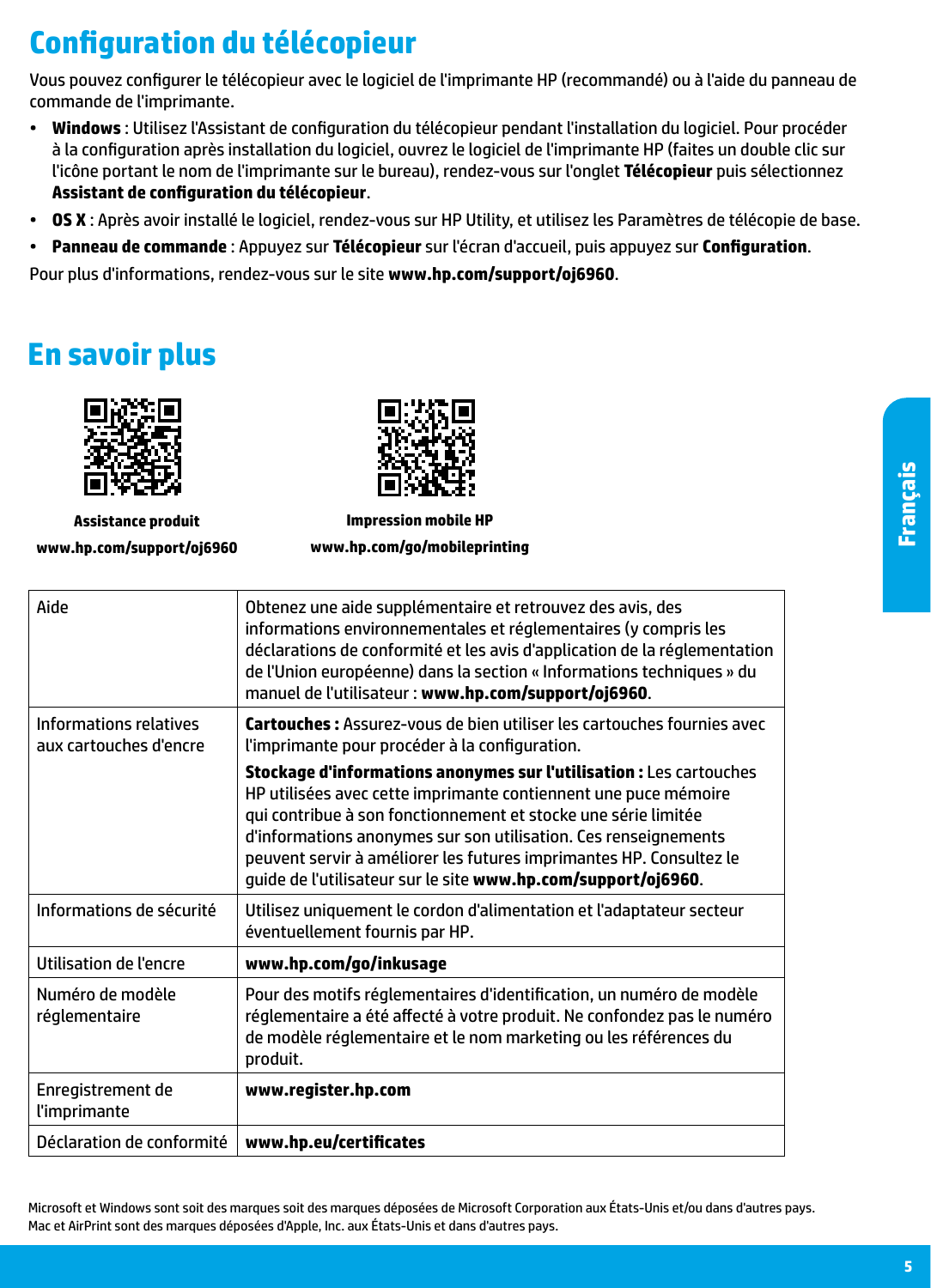# Configuration du télécopieur

Vous pouvez configurer le télécopieur avec le logiciel de l'imprimante HP (recommandé) ou à l'aide du panneau de commande de l'imprimante.

- **Windows** : Utilisez l'Assistant de configuration du télécopieur pendant l'installation du logiciel. Pour procéder à la configuration après installation du logiciel, ouvrez le logiciel de l'imprimante HP (faites un double clic sur l'icône portant le nom de l'imprimante sur le bureau), rendez-vous sur l'onglet **Télécopieur** puis sélectionnez **Assistant de configuration du télécopieur**.
- **OS X** : Après avoir installé le logiciel, rendez-vous sur HP Utility, et utilisez les Paramètres de télécopie de base.
- **Panneau de commande** : Appuyez sur **Télécopieur** sur l'écran d'accueil, puis appuyez sur **Configuration**.

Pour plus d'informations, rendez-vous sur le site **www.hp.com/support/oj6960**.

# En savoir plus

**Assistance produit**
**www.hp.com/support/oj6960**

**Impression mobile HP**
**www.hp.com/go/mobileprinting**

| | |
|---|---|
| Aide | Obtenez une aide supplémentaire et retrouvez des avis, des informations environnementales et réglementaires (y compris les déclarations de conformité et les avis d'application de la réglementation de l'Union européenne) dans la section « Informations techniques » du manuel de l'utilisateur : **www.hp.com/support/oj6960**. |
| Informations relatives aux cartouches d'encre | **Cartouches :** Assurez-vous de bien utiliser les cartouches fournies avec l'imprimante pour procéder à la configuration.<br>**Stockage d'informations anonymes sur l'utilisation :** Les cartouches HP utilisées avec cette imprimante contiennent une puce mémoire qui contribue à son fonctionnement et stocke une série limitée d'informations anonymes sur son utilisation. Ces renseignements peuvent servir à améliorer les futures imprimantes HP. Consultez le guide de l'utilisateur sur le site **www.hp.com/support/oj6960**. |
| Informations de sécurité | Utilisez uniquement le cordon d'alimentation et l'adaptateur secteur éventuellement fournis par HP. |
| Utilisation de l'encre | **www.hp.com/go/inkusage** |
| Numéro de modèle réglementaire | Pour des motifs réglementaires d'identification, un numéro de modèle réglementaire a été affecté à votre produit. Ne confondez pas le numéro de modèle réglementaire et le nom marketing ou les références du produit. |
| Enregistrement de l'imprimante | **www.register.hp.com** |
| Déclaration de conformité | **www.hp.eu/certificates** |

Microsoft et Windows sont soit des marques soit des marques déposées de Microsoft Corporation aux États-Unis et/ou dans d'autres pays.
Mac et AirPrint sont des marques déposées d'Apple, Inc. aux États-Unis et dans d'autres pays.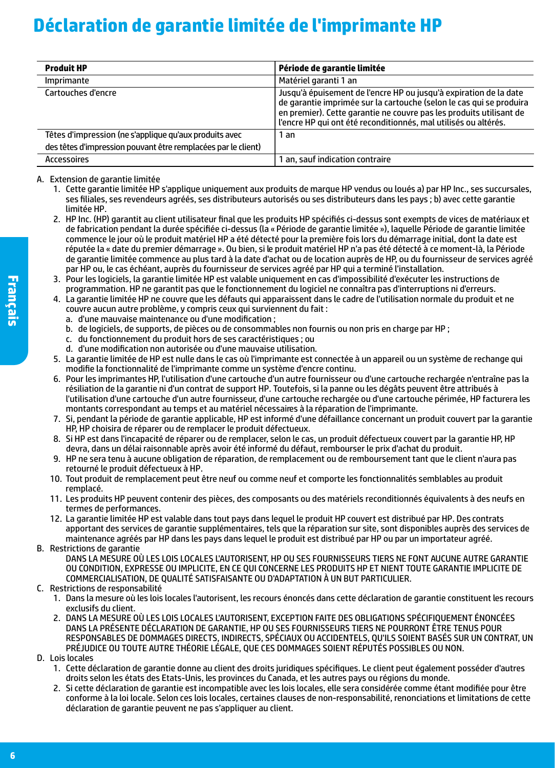# Déclaration de garantie limitée de l'imprimante HP

| Produit HP | Période de garantie limitée |
|---|---|
| Imprimante | Matériel garanti 1 an |
| Cartouches d'encre | Jusqu'à épuisement de l'encre HP ou jusqu'à expiration de la date de garantie imprimée sur la cartouche (selon le cas qui se produira en premier). Cette garantie ne couvre pas les produits utilisant de l'encre HP qui ont été reconditionnés, mal utilisés ou altérés. |
| Têtes d'impression (ne s'applique qu'aux produits avec des têtes d'impression pouvant être remplacées par le client) | 1 an |
| Accessoires | 1 an, sauf indication contraire |

A. Extension de garantie limitée

1. Cette garantie limitée HP s'applique uniquement aux produits de marque HP vendus ou loués a) par HP Inc., ses succursales, ses filiales, ses revendeurs agréés, ses distributeurs autorisés ou ses distributeurs dans les pays ; b) avec cette garantie limitée HP.
2. HP Inc. (HP) garantit au client utilisateur final que les produits HP spécifiés ci-dessus sont exempts de vices de matériaux et de fabrication pendant la durée spécifiée ci-dessus (la « Période de garantie limitée »), laquelle Période de garantie limitée commence le jour où le produit matériel HP a été détecté pour la première fois lors du démarrage initial, dont la date est réputée la « date du premier démarrage ». Ou bien, si le produit matériel HP n'a pas été détecté à ce moment-là, la Période de garantie limitée commence au plus tard à la date d'achat ou de location auprès de HP, ou du fournisseur de services agréé par HP ou, le cas échéant, auprès du fournisseur de services agréé par HP qui a terminé l'installation.
3. Pour les logiciels, la garantie limitée HP est valable uniquement en cas d'impossibilité d'exécuter les instructions de programmation. HP ne garantit pas que le fonctionnement du logiciel ne connaîtra pas d'interruptions ni d'erreurs.
4. La garantie limitée HP ne couvre que les défauts qui apparaissent dans le cadre de l'utilisation normale du produit et ne couvre aucun autre problème, y compris ceux qui surviennent du fait :
   a. d'une mauvaise maintenance ou d'une modification ;
   b. de logiciels, de supports, de pièces ou de consommables non fournis ou non pris en charge par HP ;
   c. du fonctionnement du produit hors de ses caractéristiques ; ou
   d. d'une modification non autorisée ou d'une mauvaise utilisation.
5. La garantie limitée de HP est nulle dans le cas où l'imprimante est connectée à un appareil ou un système de rechange qui modifie la fonctionnalité de l'imprimante comme un système d'encre continu.
6. Pour les imprimantes HP, l'utilisation d'une cartouche d'un autre fournisseur ou d'une cartouche rechargée n'entraîne pas la résiliation de la garantie ni d'un contrat de support HP. Toutefois, si la panne ou les dégâts peuvent être attribués à l'utilisation d'une cartouche d'un autre fournisseur, d'une cartouche rechargée ou d'une cartouche périmée, HP facturera les montants correspondant au temps et au matériel nécessaires à la réparation de l'imprimante.
7. Si, pendant la période de garantie applicable, HP est informé d'une défaillance concernant un produit couvert par la garantie HP, HP choisira de réparer ou de remplacer le produit défectueux.
8. Si HP est dans l'incapacité de réparer ou de remplacer, selon le cas, un produit défectueux couvert par la garantie HP, HP devra, dans un délai raisonnable après avoir été informé du défaut, rembourser le prix d'achat du produit.
9. HP ne sera tenu à aucune obligation de réparation, de remplacement ou de remboursement tant que le client n'aura pas retourné le produit défectueux à HP.
10. Tout produit de remplacement peut être neuf ou comme neuf et comporte les fonctionnalités semblables au produit remplacé.
11. Les produits HP peuvent contenir des pièces, des composants ou des matériels reconditionnés équivalents à des neufs en termes de performances.
12. La garantie limitée HP est valable dans tout pays dans lequel le produit HP couvert est distribué par HP. Des contrats apportant des services de garantie supplémentaires, tels que la réparation sur site, sont disponibles auprès des services de maintenance agréés par HP dans les pays dans lequel le produit est distribué par HP ou par un importateur agréé.

B. Restrictions de garantie

DANS LA MESURE OÙ LES LOIS LOCALES L'AUTORISENT, HP OU SES FOURNISSEURS TIERS NE FONT AUCUNE AUTRE GARANTIE OU CONDITION, EXPRESSE OU IMPLICITE, EN CE QUI CONCERNE LES PRODUITS HP ET NIENT TOUTE GARANTIE IMPLICITE DE COMMERCIALISATION, DE QUALITÉ SATISFAISANTE OU D'ADAPTATION À UN BUT PARTICULIER.

C. Restrictions de responsabilité

1. Dans la mesure où les lois locales l'autorisent, les recours énoncés dans cette déclaration de garantie constituent les recours exclusifs du client.
2. DANS LA MESURE OÙ LES LOIS LOCALES L'AUTORISENT, EXCEPTION FAITE DES OBLIGATIONS SPÉCIFIQUEMENT ÉNONCÉES DANS LA PRÉSENTE DÉCLARATION DE GARANTIE, HP OU SES FOURNISSEURS TIERS NE POURRONT ÊTRE TENUS POUR RESPONSABLES DE DOMMAGES DIRECTS, INDIRECTS, SPÉCIAUX OU ACCIDENTELS, QU'ILS SOIENT BASÉS SUR UN CONTRAT, UN PRÉJUDICE OU TOUTE AUTRE THÉORIE LÉGALE, QUE CES DOMMAGES SOIENT RÉPUTÉS POSSIBLES OU NON.

D. Lois locales

1. Cette déclaration de garantie donne au client des droits juridiques spécifiques. Le client peut également posséder d'autres droits selon les états des Etats-Unis, les provinces du Canada, et les autres pays ou régions du monde.
2. Si cette déclaration de garantie est incompatible avec les lois locales, elle sera considérée comme étant modifiée pour être conforme à la loi locale. Selon ces lois locales, certaines clauses de non-responsabilité, renonciations et limitations de cette déclaration de garantie peuvent ne pas s'appliquer au client.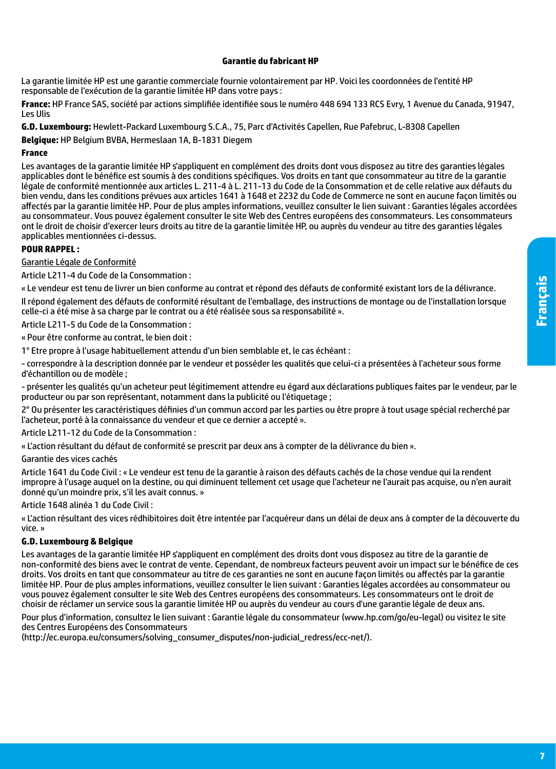## Garantie du fabricant HP

La garantie limitée HP est une garantie commerciale fournie volontairement par HP. Voici les coordonnées de l'entité HP responsable de l'exécution de la garantie limitée HP dans votre pays :

**France:** HP France SAS, société par actions simplifiée identifiée sous le numéro 448 694 133 RCS Evry, 1 Avenue du Canada, 91947, Les Ulis

**G.D. Luxembourg:** Hewlett-Packard Luxembourg S.C.A., 75, Parc d'Activités Capellen, Rue Pafebruc, L-8308 Capellen

**Belgique:** HP Belgium BVBA, Hermeslaan 1A, B-1831 Diegem

**France**

Les avantages de la garantie limitée HP s'appliquent en complément des droits dont vous disposez au titre des garanties légales applicables dont le bénéfice est soumis à des conditions spécifiques. Vos droits en tant que consommateur au titre de la garantie légale de conformité mentionnée aux articles L. 211-4 à L. 211-13 du Code de la Consommation et de celle relative aux défauts du bien vendu, dans les conditions prévues aux articles 1641 à 1648 et 2232 du Code de Commerce ne sont en aucune façon limités ou affectés par la garantie limitée HP. Pour de plus amples informations, veuillez consulter le lien suivant : Garanties légales accordées au consommateur. Vous pouvez également consulter le site Web des Centres européens des consommateurs. Les consommateurs ont le droit de choisir d'exercer leurs droits au titre de la garantie limitée HP, ou auprès du vendeur au titre des garanties légales applicables mentionnées ci-dessus.

**POUR RAPPEL :**

Garantie Légale de Conformité

Article L211-4 du Code de la Consommation :

« Le vendeur est tenu de livrer un bien conforme au contrat et répond des défauts de conformité existant lors de la délivrance.

Il répond également des défauts de conformité résultant de l'emballage, des instructions de montage ou de l'installation lorsque celle-ci a été mise à sa charge par le contrat ou a été réalisée sous sa responsabilité ».

Article L211-5 du Code de la Consommation :

« Pour être conforme au contrat, le bien doit :

1° Etre propre à l'usage habituellement attendu d'un bien semblable et, le cas échéant :

- correspondre à la description donnée par le vendeur et posséder les qualités que celui-ci a présentées à l'acheteur sous forme d'échantillon ou de modèle ;

- présenter les qualités qu'un acheteur peut légitimement attendre eu égard aux déclarations publiques faites par le vendeur, par le producteur ou par son représentant, notamment dans la publicité ou l'étiquetage ;

2° Ou présenter les caractéristiques définies d'un commun accord par les parties ou être propre à tout usage spécial recherché par l'acheteur, porté à la connaissance du vendeur et que ce dernier a accepté ».

Article L211-12 du Code de la Consommation :

« L'action résultant du défaut de conformité se prescrit par deux ans à compter de la délivrance du bien ».

Garantie des vices cachés

Article 1641 du Code Civil : « Le vendeur est tenu de la garantie à raison des défauts cachés de la chose vendue qui la rendent impropre à l'usage auquel on la destine, ou qui diminuent tellement cet usage que l'acheteur ne l'aurait pas acquise, ou n'en aurait donné qu'un moindre prix, s'il les avait connus. »

Article 1648 alinéa 1 du Code Civil :

« L'action résultant des vices rédhibitoires doit être intentée par l'acquéreur dans un délai de deux ans à compter de la découverte du vice. »

**G.D. Luxembourg & Belgique**

Les avantages de la garantie limitée HP s'appliquent en complément des droits dont vous disposez au titre de la garantie de non-conformité des biens avec le contrat de vente. Cependant, de nombreux facteurs peuvent avoir un impact sur le bénéfice de ces droits. Vos droits en tant que consommateur au titre de ces garanties ne sont en aucune façon limités ou affectés par la garantie limitée HP. Pour de plus amples informations, veuillez consulter le lien suivant : Garanties légales accordées au consommateur ou vous pouvez également consulter le site Web des Centres européens des consommateurs. Les consommateurs ont le droit de choisir de réclamer un service sous la garantie limitée HP ou auprès du vendeur au cours d'une garantie légale de deux ans.

Pour plus d'information, consultez le lien suivant : Garantie légale du consommateur (www.hp.com/go/eu-legal) ou visitez le site des Centres Européens des Consommateurs (http://ec.europa.eu/consumers/solving_consumer_disputes/non-judicial_redress/ecc-net/).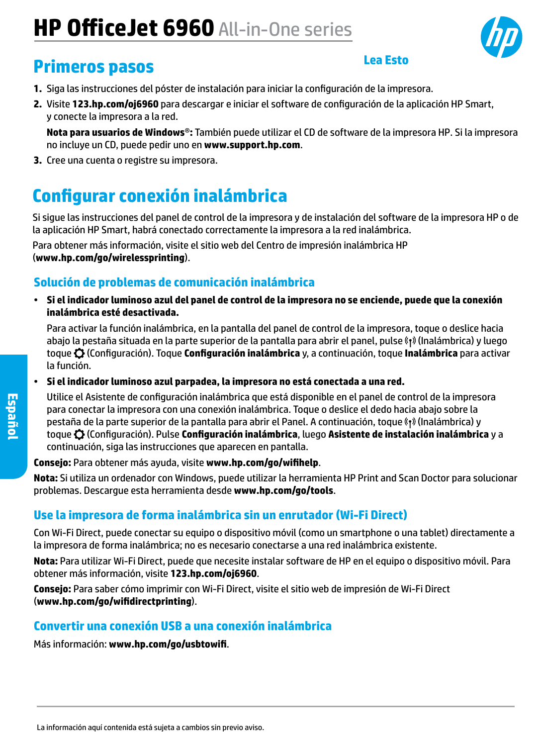# HP OfficeJet 6960 All-in-One series

## Primeros pasos

Lea Esto

1. Siga las instrucciones del póster de instalación para iniciar la configuración de la impresora.
2. Visite **123.hp.com/oj6960** para descargar e iniciar el software de configuración de la aplicación HP Smart, y conecte la impresora a la red.

   **Nota para usuarios de Windows®:** También puede utilizar el CD de software de la impresora HP. Si la impresora no incluye un CD, puede pedir uno en **www.support.hp.com**.
3. Cree una cuenta o registre su impresora.

## Configurar conexión inalámbrica

Si sigue las instrucciones del panel de control de la impresora y de instalación del software de la impresora HP o de la aplicación HP Smart, habrá conectado correctamente la impresora a la red inalámbrica.

Para obtener más información, visite el sitio web del Centro de impresión inalámbrica HP (**www.hp.com/go/wirelessprinting**).

### Solución de problemas de comunicación inalámbrica

- **Si el indicador luminoso azul del panel de control de la impresora no se enciende, puede que la conexión inalámbrica esté desactivada.**

  Para activar la función inalámbrica, en la pantalla del panel de control de la impresora, toque o deslice hacia abajo la pestaña situada en la parte superior de la pantalla para abrir el panel, pulse (Inalámbrica) y luego toque (Configuración). Toque **Configuración inalámbrica** y, a continuación, toque **Inalámbrica** para activar la función.
- **Si el indicador luminoso azul parpadea, la impresora no está conectada a una red.**

  Utilice el Asistente de configuración inalámbrica que está disponible en el panel de control de la impresora para conectar la impresora con una conexión inalámbrica. Toque o deslice el dedo hacia abajo sobre la pestaña de la parte superior de la pantalla para abrir el Panel. A continuación, toque (Inalámbrica) y toque (Configuración). Pulse **Configuración inalámbrica**, luego **Asistente de instalación inalámbrica** y a continuación, siga las instrucciones que aparecen en pantalla.

**Consejo:** Para obtener más ayuda, visite **www.hp.com/go/wifihelp**.

**Nota:** Si utiliza un ordenador con Windows, puede utilizar la herramienta HP Print and Scan Doctor para solucionar problemas. Descargue esta herramienta desde **www.hp.com/go/tools**.

### Use la impresora de forma inalámbrica sin un enrutador (Wi-Fi Direct)

Con Wi-Fi Direct, puede conectar su equipo o dispositivo móvil (como un smartphone o una tablet) directamente a la impresora de forma inalámbrica; no es necesario conectarse a una red inalámbrica existente.

**Nota:** Para utilizar Wi-Fi Direct, puede que necesite instalar software de HP en el equipo o dispositivo móvil. Para obtener más información, visite **123.hp.com/oj6960**.

**Consejo:** Para saber cómo imprimir con Wi-Fi Direct, visite el sitio web de impresión de Wi-Fi Direct (**www.hp.com/go/wifidirectprinting**).

### Convertir una conexión USB a una conexión inalámbrica

Más información: **www.hp.com/go/usbtowifi**.

La información aquí contenida está sujeta a cambios sin previo aviso.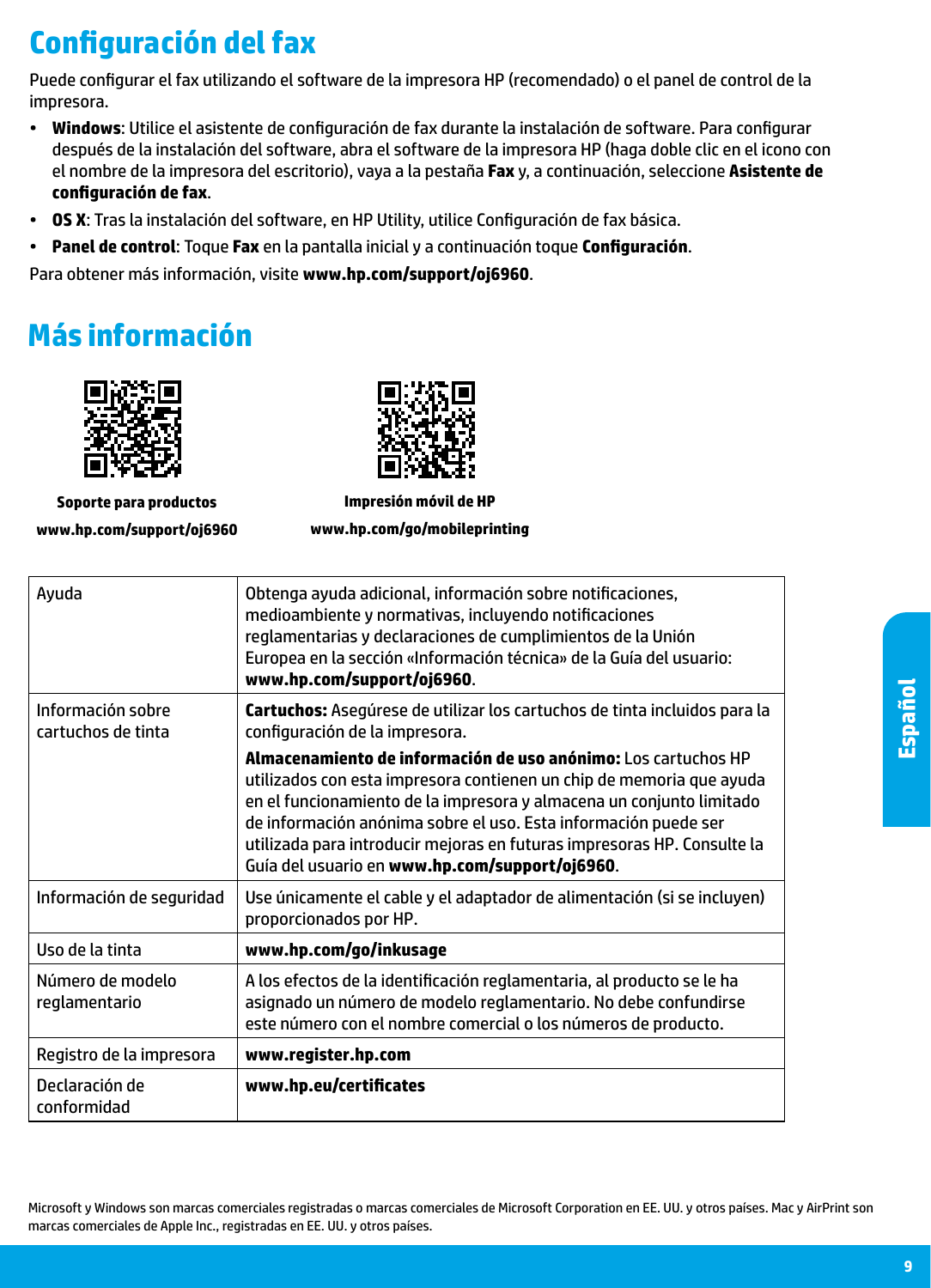# Configuración del fax

Puede configurar el fax utilizando el software de la impresora HP (recomendado) o el panel de control de la impresora.

- **Windows**: Utilice el asistente de configuración de fax durante la instalación de software. Para configurar después de la instalación del software, abra el software de la impresora HP (haga doble clic en el icono con el nombre de la impresora del escritorio), vaya a la pestaña **Fax** y, a continuación, seleccione **Asistente de configuración de fax**.
- **OS X**: Tras la instalación del software, en HP Utility, utilice Configuración de fax básica.
- **Panel de control**: Toque **Fax** en la pantalla inicial y a continuación toque **Configuración**.

Para obtener más información, visite **www.hp.com/support/oj6960**.

# Más información

**Soporte para productos**
**www.hp.com/support/oj6960**

**Impresión móvil de HP**
**www.hp.com/go/mobileprinting**

| | |
|---|---|
| Ayuda | Obtenga ayuda adicional, información sobre notificaciones, medioambiente y normativas, incluyendo notificaciones reglamentarias y declaraciones de cumplimientos de la Unión Europea en la sección «Información técnica» de la Guía del usuario: **www.hp.com/support/oj6960**. |
| Información sobre cartuchos de tinta | **Cartuchos:** Asegúrese de utilizar los cartuchos de tinta incluidos para la configuración de la impresora.<br>**Almacenamiento de información de uso anónimo:** Los cartuchos HP utilizados con esta impresora contienen un chip de memoria que ayuda en el funcionamiento de la impresora y almacena un conjunto limitado de información anónima sobre el uso. Esta información puede ser utilizada para introducir mejoras en futuras impresoras HP. Consulte la Guía del usuario en **www.hp.com/support/oj6960**. |
| Información de seguridad | Use únicamente el cable y el adaptador de alimentación (si se incluyen) proporcionados por HP. |
| Uso de la tinta | **www.hp.com/go/inkusage** |
| Número de modelo reglamentario | A los efectos de la identificación reglamentaria, al producto se le ha asignado un número de modelo reglamentario. No debe confundirse este número con el nombre comercial o los números de producto. |
| Registro de la impresora | **www.register.hp.com** |
| Declaración de conformidad | **www.hp.eu/certificates** |

Microsoft y Windows son marcas comerciales registradas o marcas comerciales de Microsoft Corporation en EE. UU. y otros países. Mac y AirPrint son marcas comerciales de Apple Inc., registradas en EE. UU. y otros países.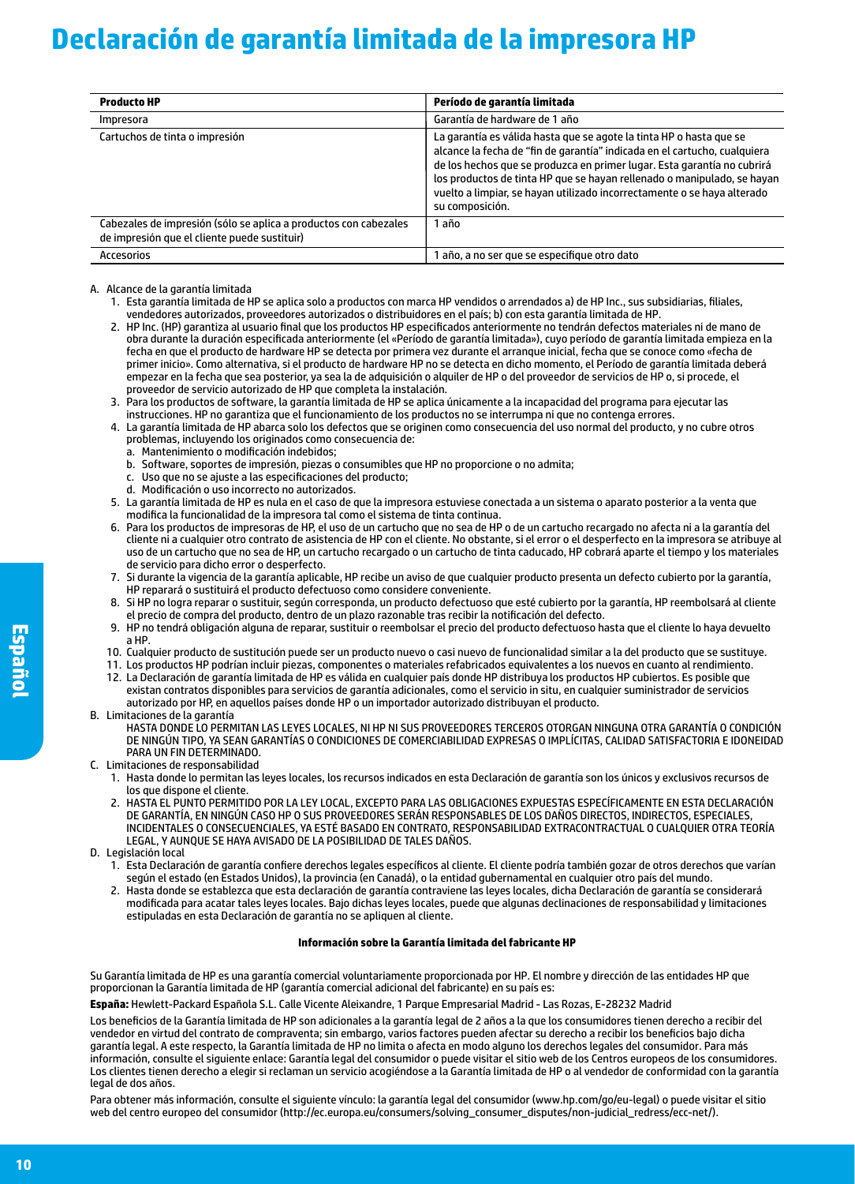# Declaración de garantía limitada de la impresora HP

| Producto HP | Período de garantía limitada |
|---|---|
| Impresora | Garantía de hardware de 1 año |
| Cartuchos de tinta o impresión | La garantía es válida hasta que se agote la tinta HP o hasta que se alcance la fecha de "fin de garantía" indicada en el cartucho, cualquiera de los hechos que se produzca en primer lugar. Esta garantía no cubrirá los productos de tinta HP que se hayan rellenado o manipulado, se hayan vuelto a limpiar, se hayan utilizado incorrectamente o se haya alterado su composición. |
| Cabezales de impresión (sólo se aplica a productos con cabezales de impresión que el cliente puede sustituir) | 1 año |
| Accesorios | 1 año, a no ser que se especifique otro dato |

A. Alcance de la garantía limitada
   1. Esta garantía limitada de HP se aplica solo a productos con marca HP vendidos o arrendados a) de HP Inc., sus subsidiarias, filiales, vendedores autorizados, proveedores autorizados o distribuidores en el país; b) con esta garantía limitada de HP.
   2. HP Inc. (HP) garantiza al usuario final que los productos HP especificados anteriormente no tendrán defectos materiales ni de mano de obra durante la duración especificada anteriormente (el «Período de garantía limitada»), cuyo período de garantía limitada empieza en la fecha en que el producto de hardware HP se detecta por primera vez durante el arranque inicial, fecha que se conoce como «fecha de primer inicio». Como alternativa, si el producto de hardware HP no se detecta en dicho momento, el Período de garantía limitada deberá empezar en la fecha que sea posterior, ya sea la de adquisición o alquiler de HP o del proveedor de servicios de HP o, si procede, el proveedor de servicio autorizado de HP que completa la instalación.
   3. Para los productos de software, la garantía limitada de HP se aplica únicamente a la incapacidad del programa para ejecutar las instrucciones. HP no garantiza que el funcionamiento de los productos no se interrumpa ni que no contenga errores.
   4. La garantía limitada de HP abarca solo los defectos que se originen como consecuencia del uso normal del producto, y no cubre otros problemas, incluyendo los originados como consecuencia de:
      a. Mantenimiento o modificación indebidos;
      b. Software, soportes de impresión, piezas o consumibles que HP no proporcione o no admita;
      c. Uso que no se ajuste a las especificaciones del producto;
      d. Modificación o uso incorrecto no autorizados.
   5. La garantía limitada de HP es nula en el caso de que la impresora estuviese conectada a un sistema o aparato posterior a la venta que modifica la funcionalidad de la impresora tal como el sistema de tinta continua.
   6. Para los productos de impresoras de HP, el uso de un cartucho que no sea de HP o de un cartucho recargado no afecta ni a la garantía del cliente ni a cualquier otro contrato de asistencia de HP con el cliente. No obstante, si el error o el desperfecto en la impresora se atribuye al uso de un cartucho que no sea de HP, un cartucho recargado o un cartucho de tinta caducado, HP cobrará aparte el tiempo y los materiales de servicio para dicho error o desperfecto.
   7. Si durante la vigencia de la garantía aplicable, HP recibe un aviso de que cualquier producto presenta un defecto cubierto por la garantía, HP reparará o sustituirá el producto defectuoso como considere conveniente.
   8. Si HP no logra reparar o sustituir, según corresponda, un producto defectuoso que esté cubierto por la garantía, HP reembolsará al cliente el precio de compra del producto, dentro de un plazo razonable tras recibir la notificación del defecto.
   9. HP no tendrá obligación alguna de reparar, sustituir o reembolsar el precio del producto defectuoso hasta que el cliente lo haya devuelto a HP.
   10. Cualquier producto de sustitución puede ser un producto nuevo o casi nuevo de funcionalidad similar a la del producto que se sustituye.
   11. Los productos HP podrían incluir piezas, componentes o materiales refabricados equivalentes a los nuevos en cuanto al rendimiento.
   12. La Declaración de garantía limitada de HP es válida en cualquier país donde HP distribuya los productos HP cubiertos. Es posible que existan contratos disponibles para servicios de garantía adicionales, como el servicio in situ, en cualquier suministrador de servicios autorizado por HP, en aquellos países donde HP o un importador autorizado distribuyan el producto.

B. Limitaciones de la garantía
   HASTA DONDE LO PERMITAN LAS LEYES LOCALES, NI HP NI SUS PROVEEDORES TERCEROS OTORGAN NINGUNA OTRA GARANTÍA O CONDICIÓN DE NINGÚN TIPO, YA SEAN GARANTÍAS O CONDICIONES DE COMERCIABILIDAD EXPRESAS O IMPLÍCITAS, CALIDAD SATISFACTORIA E IDONEIDAD PARA UN FIN DETERMINADO.

C. Limitaciones de responsabilidad
   1. Hasta donde lo permitan las leyes locales, los recursos indicados en esta Declaración de garantía son los únicos y exclusivos recursos de los que dispone el cliente.
   2. HASTA EL PUNTO PERMITIDO POR LA LEY LOCAL, EXCEPTO PARA LAS OBLIGACIONES EXPUESTAS ESPECÍFICAMENTE EN ESTA DECLARACIÓN DE GARANTÍA, EN NINGÚN CASO HP O SUS PROVEEDORES SERÁN RESPONSABLES DE LOS DAÑOS DIRECTOS, INDIRECTOS, ESPECIALES, INCIDENTALES O CONSECUENCIALES, YA ESTÉ BASADO EN CONTRATO, RESPONSABILIDAD EXTRACONTRACTUAL O CUALQUIER OTRA TEORÍA LEGAL, Y AUNQUE SE HAYA AVISADO DE LA POSIBILIDAD DE TALES DAÑOS.

D. Legislación local
   1. Esta Declaración de garantía confiere derechos legales específicos al cliente. El cliente podría también gozar de otros derechos que varían según el estado (en Estados Unidos), la provincia (en Canadá), o la entidad gubernamental en cualquier otro país del mundo.
   2. Hasta donde se establezca que esta declaración de garantía contraviene las leyes locales, dicha Declaración de garantía se considerará modificada para acatar tales leyes locales. Bajo dichas leyes locales, puede que algunas declinaciones de responsabilidad y limitaciones estipuladas en esta Declaración de garantía no se apliquen al cliente.

**Información sobre la Garantía limitada del fabricante HP**

Su Garantía limitada de HP es una garantía comercial voluntariamente proporcionada por HP. El nombre y dirección de las entidades HP que proporcionan la Garantía limitada de HP (garantía comercial adicional del fabricante) en su país es:

**España:** Hewlett-Packard Española S.L. Calle Vicente Aleixandre, 1 Parque Empresarial Madrid - Las Rozas, E-28232 Madrid

Los beneficios de la Garantía limitada de HP son adicionales a la garantía legal de 2 años a la que los consumidores tienen derecho a recibir del vendedor en virtud del contrato de compraventa; sin embargo, varios factores pueden afectar su derecho a recibir los beneficios bajo dicha garantía legal. A este respecto, la Garantía limitada de HP no limita o afecta en modo alguno los derechos legales del consumidor. Para más información, consulte el siguiente enlace: Garantía legal del consumidor o puede visitar el sitio web de los Centros europeos de los consumidores. Los clientes tienen derecho a elegir si reclaman un servicio acogiéndose a la Garantía limitada de HP o al vendedor de conformidad con la garantía legal de dos años.

Para obtener más información, consulte el siguiente vínculo: la garantía legal del consumidor (www.hp.com/go/eu-legal) o puede visitar el sitio web del centro europeo del consumidor (http://ec.europa.eu/consumers/solving_consumer_disputes/non-judicial_redress/ecc-net/).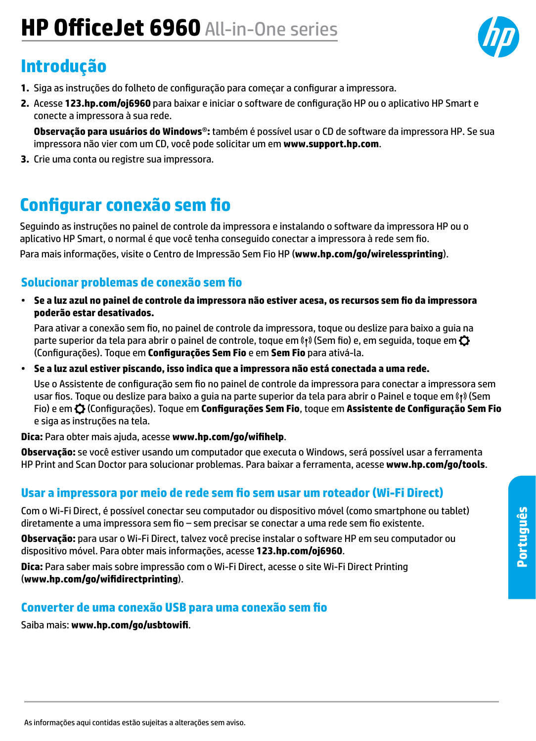# HP OfficeJet 6960 All-in-One series

## Introdução

1. Siga as instruções do folheto de configuração para começar a configurar a impressora.
2. Acesse **123.hp.com/oj6960** para baixar e iniciar o software de configuração HP ou o aplicativo HP Smart e conecte a impressora à sua rede.

   **Observação para usuários do Windows®:** também é possível usar o CD de software da impressora HP. Se sua impressora não vier com um CD, você pode solicitar um em **www.support.hp.com**.
3. Crie uma conta ou registre sua impressora.

## Configurar conexão sem fio

Seguindo as instruções no painel de controle da impressora e instalando o software da impressora HP ou o aplicativo HP Smart, o normal é que você tenha conseguido conectar a impressora à rede sem fio.

Para mais informações, visite o Centro de Impressão Sem Fio HP (**www.hp.com/go/wirelessprinting**).

### Solucionar problemas de conexão sem fio

- **Se a luz azul no painel de controle da impressora não estiver acesa, os recursos sem fio da impressora poderão estar desativados.**

  Para ativar a conexão sem fio, no painel de controle da impressora, toque ou deslize para baixo a guia na parte superior da tela para abrir o painel de controle, toque em ((↑)) (Sem fio) e, em seguida, toque em ⚙ (Configurações). Toque em **Configurações Sem Fio** e em **Sem Fio** para ativá-la.

- **Se a luz azul estiver piscando, isso indica que a impressora não está conectada a uma rede.**

  Use o Assistente de configuração sem fio no painel de controle da impressora para conectar a impressora sem usar fios. Toque ou deslize para baixo a guia na parte superior da tela para abrir o Painel e toque em ((↑)) (Sem Fio) e em ⚙ (Configurações). Toque em **Configurações Sem Fio**, toque em **Assistente de Configuração Sem Fio** e siga as instruções na tela.

**Dica:** Para obter mais ajuda, acesse **www.hp.com/go/wifihelp**.

**Observação:** se você estiver usando um computador que executa o Windows, será possível usar a ferramenta HP Print and Scan Doctor para solucionar problemas. Para baixar a ferramenta, acesse **www.hp.com/go/tools**.

### Usar a impressora por meio de rede sem fio sem usar um roteador (Wi-Fi Direct)

Com o Wi-Fi Direct, é possível conectar seu computador ou dispositivo móvel (como smartphone ou tablet) diretamente a uma impressora sem fio – sem precisar se conectar a uma rede sem fio existente.

**Observação:** para usar o Wi-Fi Direct, talvez você precise instalar o software HP em seu computador ou dispositivo móvel. Para obter mais informações, acesse **123.hp.com/oj6960**.

**Dica:** Para saber mais sobre impressão com o Wi-Fi Direct, acesse o site Wi-Fi Direct Printing (**www.hp.com/go/wifidirectprinting**).

### Converter de uma conexão USB para uma conexão sem fio

Saiba mais: **www.hp.com/go/usbtowifi**.

As informações aqui contidas estão sujeitas a alterações sem aviso.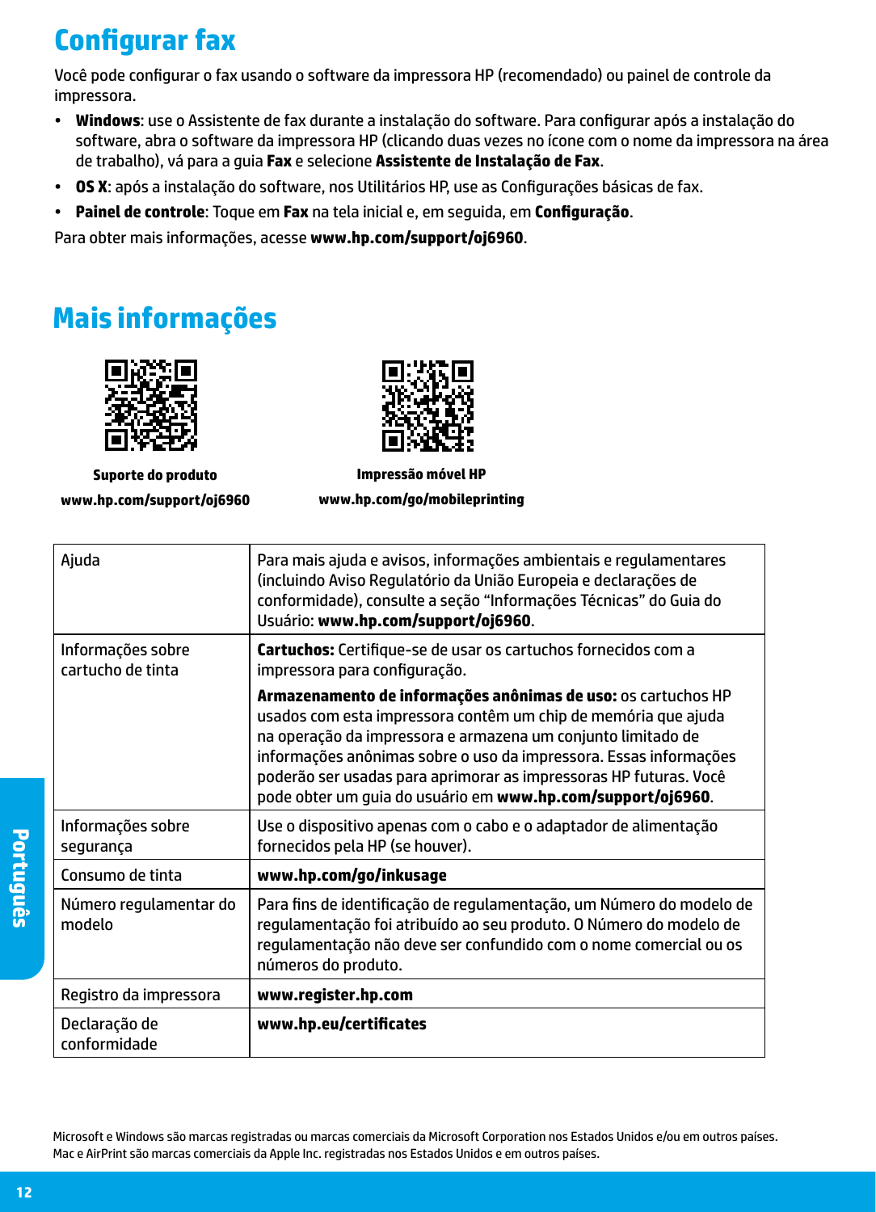# Configurar fax

Você pode configurar o fax usando o software da impressora HP (recomendado) ou painel de controle da impressora.

- **Windows**: use o Assistente de fax durante a instalação do software. Para configurar após a instalação do software, abra o software da impressora HP (clicando duas vezes no ícone com o nome da impressora na área de trabalho), vá para a guia **Fax** e selecione **Assistente de Instalação de Fax**.
- **OS X**: após a instalação do software, nos Utilitários HP, use as Configurações básicas de fax.
- **Painel de controle**: Toque em **Fax** na tela inicial e, em seguida, em **Configuração**.

Para obter mais informações, acesse **www.hp.com/support/oj6960**.

# Mais informações

**Suporte do produto**
**www.hp.com/support/oj6960**

**Impressão móvel HP**
**www.hp.com/go/mobileprinting**

| | |
|---|---|
| Ajuda | Para mais ajuda e avisos, informações ambientais e regulamentares (incluindo Aviso Regulatório da União Europeia e declarações de conformidade), consulte a seção "Informações Técnicas" do Guia do Usuário: **www.hp.com/support/oj6960**. |
| Informações sobre cartucho de tinta | **Cartuchos:** Certifique-se de usar os cartuchos fornecidos com a impressora para configuração.<br><br>**Armazenamento de informações anônimas de uso:** os cartuchos HP usados com esta impressora contêm um chip de memória que ajuda na operação da impressora e armazena um conjunto limitado de informações anônimas sobre o uso da impressora. Essas informações poderão ser usadas para aprimorar as impressoras HP futuras. Você pode obter um guia do usuário em **www.hp.com/support/oj6960**. |
| Informações sobre segurança | Use o dispositivo apenas com o cabo e o adaptador de alimentação fornecidos pela HP (se houver). |
| Consumo de tinta | **www.hp.com/go/inkusage** |
| Número regulamentar do modelo | Para fins de identificação de regulamentação, um Número do modelo de regulamentação foi atribuído ao seu produto. O Número do modelo de regulamentação não deve ser confundido com o nome comercial ou os números do produto. |
| Registro da impressora | **www.register.hp.com** |
| Declaração de conformidade | **www.hp.eu/certificates** |

Microsoft e Windows são marcas registradas ou marcas comerciais da Microsoft Corporation nos Estados Unidos e/ou em outros países.
Mac e AirPrint são marcas comerciais da Apple Inc. registradas nos Estados Unidos e em outros países.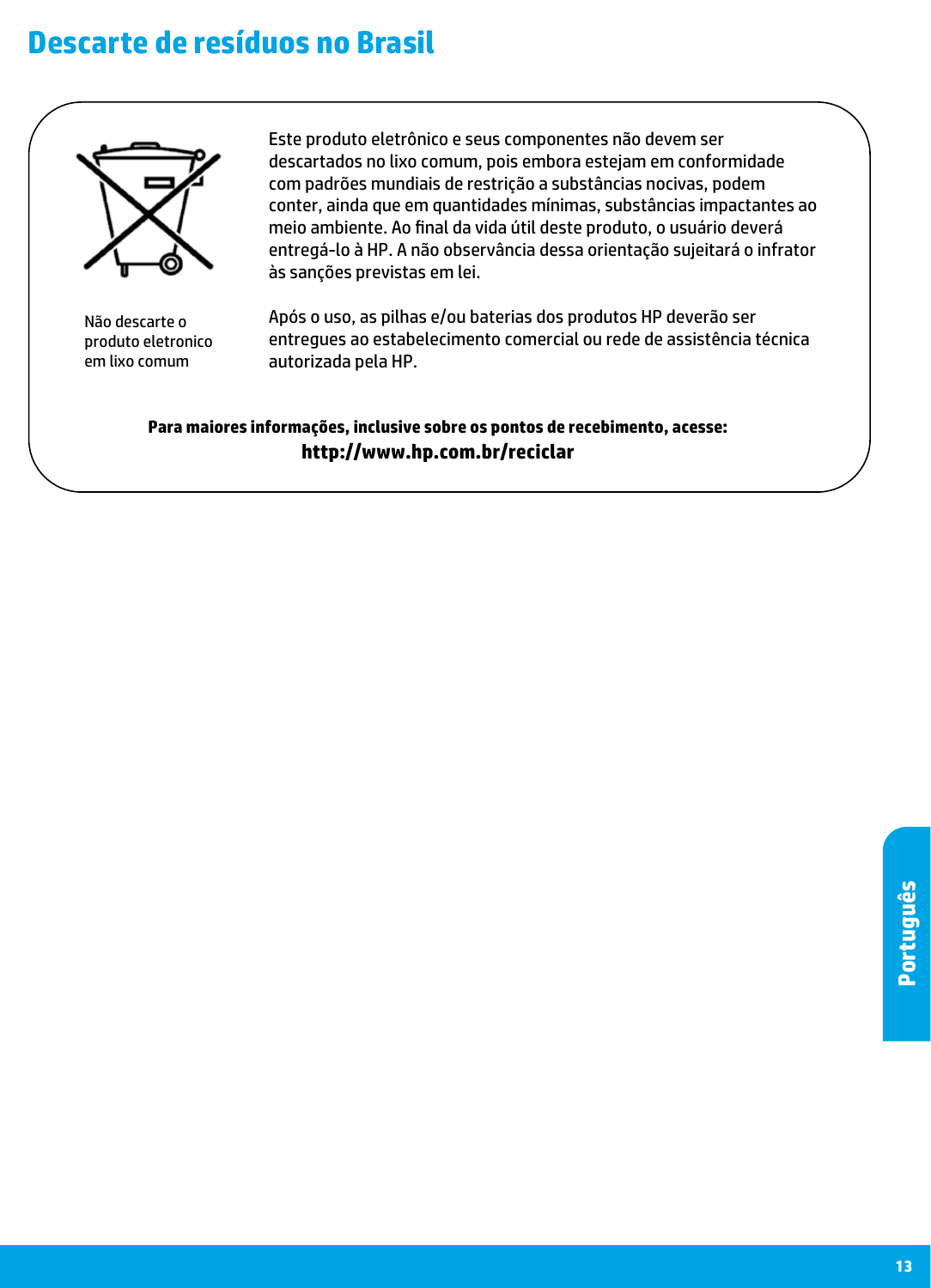# Descarte de resíduos no Brasil

Este produto eletrônico e seus componentes não devem ser descartados no lixo comum, pois embora estejam em conformidade com padrões mundiais de restrição a substâncias nocivas, podem conter, ainda que em quantidades mínimas, substâncias impactantes ao meio ambiente. Ao final da vida útil deste produto, o usuário deverá entregá-lo à HP. A não observância dessa orientação sujeitará o infrator às sanções previstas em lei.

Não descarte o produto eletronico em lixo comum

Após o uso, as pilhas e/ou baterias dos produtos HP deverão ser entregues ao estabelecimento comercial ou rede de assistência técnica autorizada pela HP.

**Para maiores informações, inclusive sobre os pontos de recebimento, acesse:**
**http://www.hp.com.br/reciclar**

Português